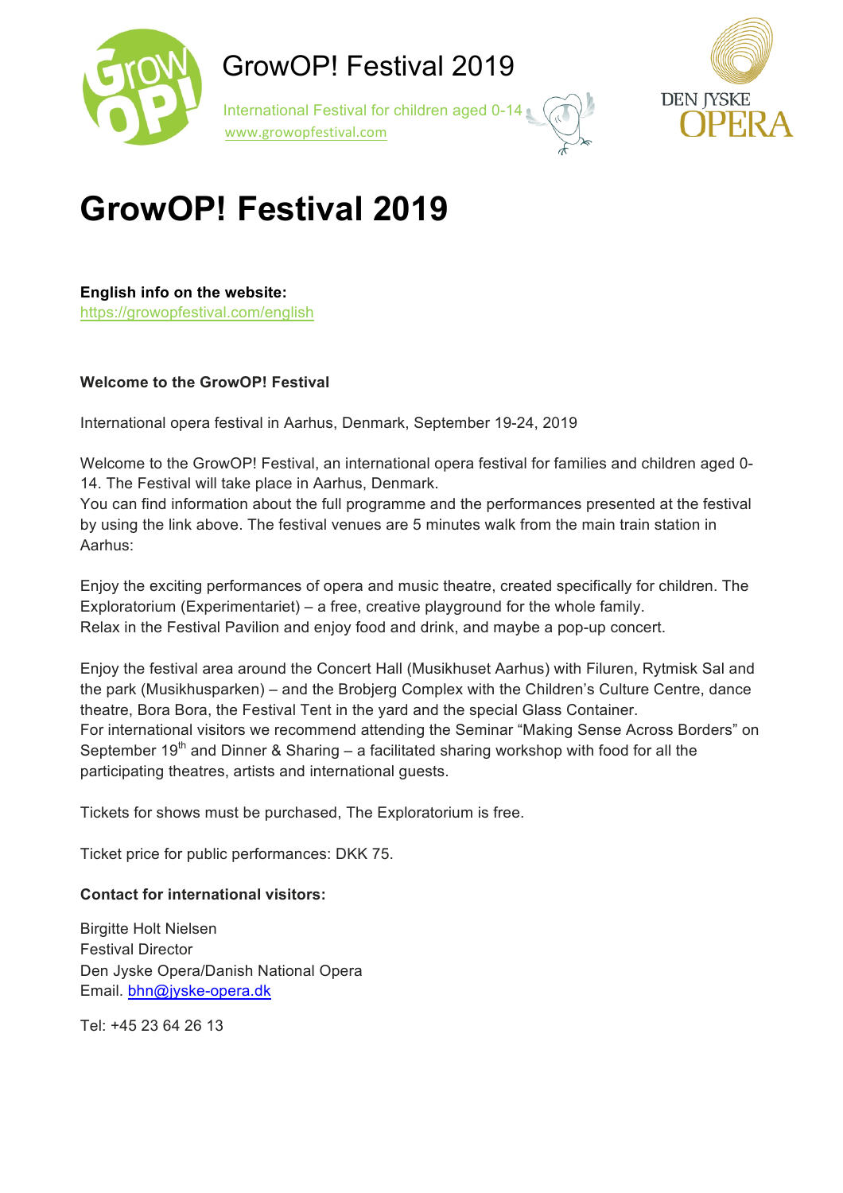GrowOP! Festival 2019

International Festival for children aged 0-14
www.growopfestival.com

DEN JYSKE OPERA

# GrowOP! Festival 2019

**English info on the website:**
https://growopfestival.com/english

**Welcome to the GrowOP! Festival**

International opera festival in Aarhus, Denmark, September 19-24, 2019

Welcome to the GrowOP! Festival, an international opera festival for families and children aged 0-14. The Festival will take place in Aarhus, Denmark.
You can find information about the full programme and the performances presented at the festival by using the link above. The festival venues are 5 minutes walk from the main train station in Aarhus:

Enjoy the exciting performances of opera and music theatre, created specifically for children. The Exploratorium (Experimentariet) – a free, creative playground for the whole family.
Relax in the Festival Pavilion and enjoy food and drink, and maybe a pop-up concert.

Enjoy the festival area around the Concert Hall (Musikhuset Aarhus) with Filuren, Rytmisk Sal and the park (Musikhusparken) – and the Brobjerg Complex with the Children's Culture Centre, dance theatre, Bora Bora, the Festival Tent in the yard and the special Glass Container.
For international visitors we recommend attending the Seminar "Making Sense Across Borders" on September 19th and Dinner & Sharing – a facilitated sharing workshop with food for all the participating theatres, artists and international guests.

Tickets for shows must be purchased, The Exploratorium is free.

Ticket price for public performances: DKK 75.

**Contact for international visitors:**

Birgitte Holt Nielsen
Festival Director
Den Jyske Opera/Danish National Opera
Email. bhn@jyske-opera.dk

Tel: +45 23 64 26 13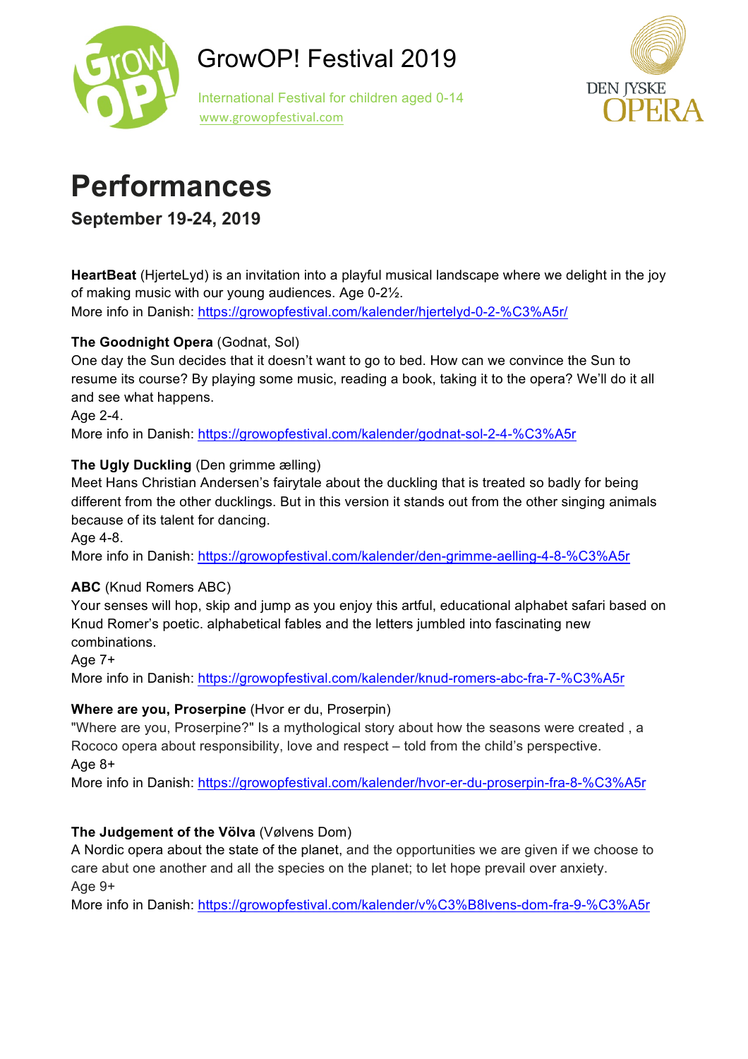# GrowOP! Festival 2019

International Festival for children aged 0-14
www.growopfestival.com

DEN JYSKE OPERA

# Performances

**September 19-24, 2019**

**HeartBeat** (HjerteLyd) is an invitation into a playful musical landscape where we delight in the joy of making music with our young audiences. Age 0-2½.
More info in Danish: https://growopfestival.com/kalender/hjertelyd-0-2-%C3%A5r/

**The Goodnight Opera** (Godnat, Sol)
One day the Sun decides that it doesn't want to go to bed. How can we convince the Sun to resume its course? By playing some music, reading a book, taking it to the opera? We'll do it all and see what happens.
Age 2-4.
More info in Danish: https://growopfestival.com/kalender/godnat-sol-2-4-%C3%A5r

**The Ugly Duckling** (Den grimme ælling)
Meet Hans Christian Andersen's fairytale about the duckling that is treated so badly for being different from the other ducklings. But in this version it stands out from the other singing animals because of its talent for dancing.
Age 4-8.
More info in Danish: https://growopfestival.com/kalender/den-grimme-aelling-4-8-%C3%A5r

**ABC** (Knud Romers ABC)
Your senses will hop, skip and jump as you enjoy this artful, educational alphabet safari based on Knud Romer's poetic. alphabetical fables and the letters jumbled into fascinating new combinations.
Age 7+
More info in Danish: https://growopfestival.com/kalender/knud-romers-abc-fra-7-%C3%A5r

**Where are you, Proserpine** (Hvor er du, Proserpin)
"Where are you, Proserpine?" Is a mythological story about how the seasons were created , a Rococo opera about responsibility, love and respect – told from the child's perspective.
Age 8+
More info in Danish: https://growopfestival.com/kalender/hvor-er-du-proserpin-fra-8-%C3%A5r

**The Judgement of the Völva** (Vølvens Dom)
A Nordic opera about the state of the planet, and the opportunities we are given if we choose to care abut one another and all the species on the planet; to let hope prevail over anxiety.
Age 9+
More info in Danish: https://growopfestival.com/kalender/v%C3%B8lvens-dom-fra-9-%C3%A5r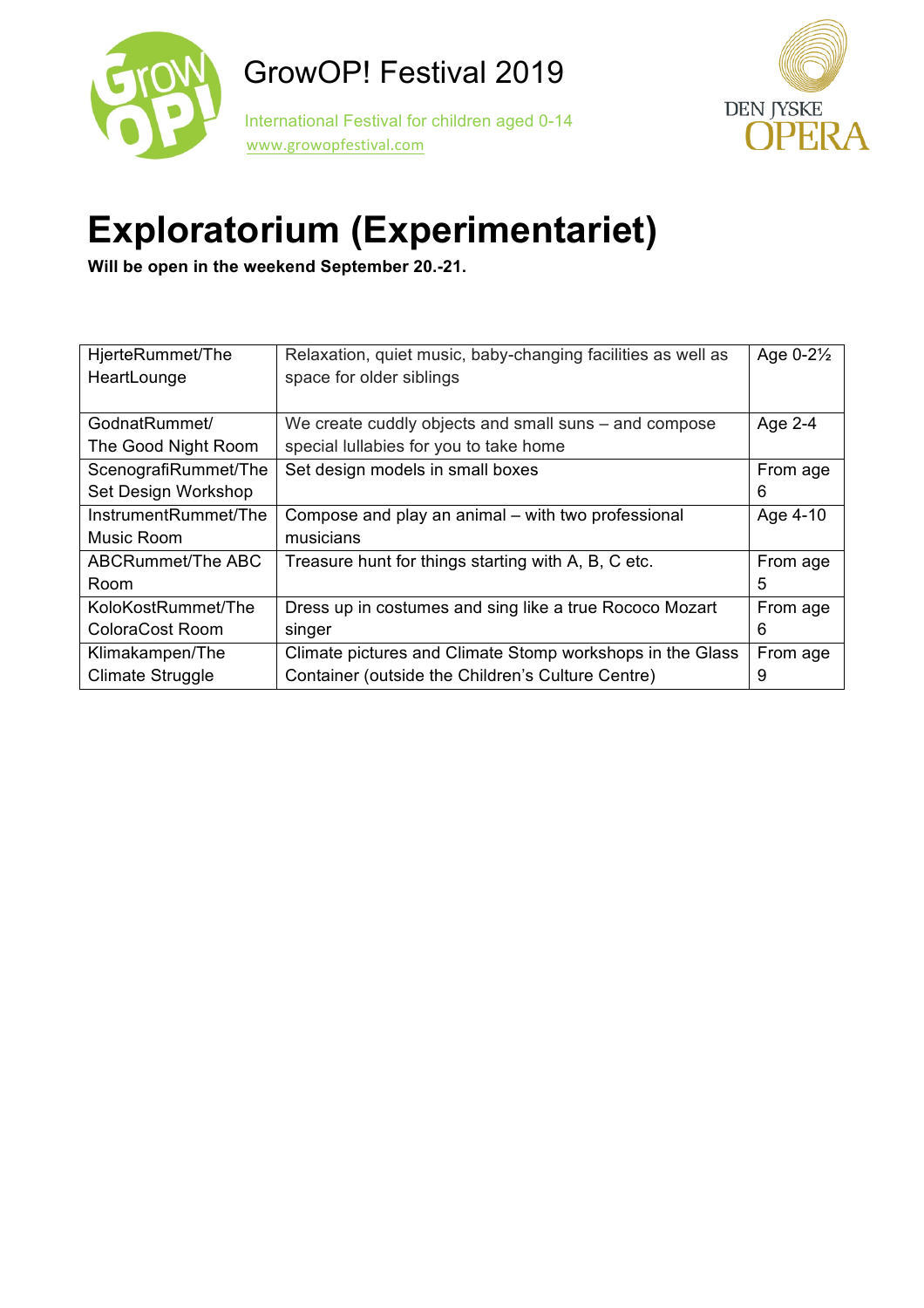GrowOP! Festival 2019

International Festival for children aged 0-14
www.growopfestival.com

# Exploratorium (Experimentariet)

**Will be open in the weekend September 20.-21.**

| | | |
|---|---|---|
| HjerteRummet/The HeartLounge | Relaxation, quiet music, baby-changing facilities as well as space for older siblings | Age 0-2½ |
| GodnatRummet/ The Good Night Room | We create cuddly objects and small suns – and compose special lullabies for you to take home | Age 2-4 |
| ScenografiRummet/The Set Design Workshop | Set design models in small boxes | From age 6 |
| InstrumentRummet/The Music Room | Compose and play an animal – with two professional musicians | Age 4-10 |
| ABCRummet/The ABC Room | Treasure hunt for things starting with A, B, C etc. | From age 5 |
| KoloKostRummet/The ColoraCost Room | Dress up in costumes and sing like a true Rococo Mozart singer | From age 6 |
| Klimakampen/The Climate Struggle | Climate pictures and Climate Stomp workshops in the Glass Container (outside the Children's Culture Centre) | From age 9 |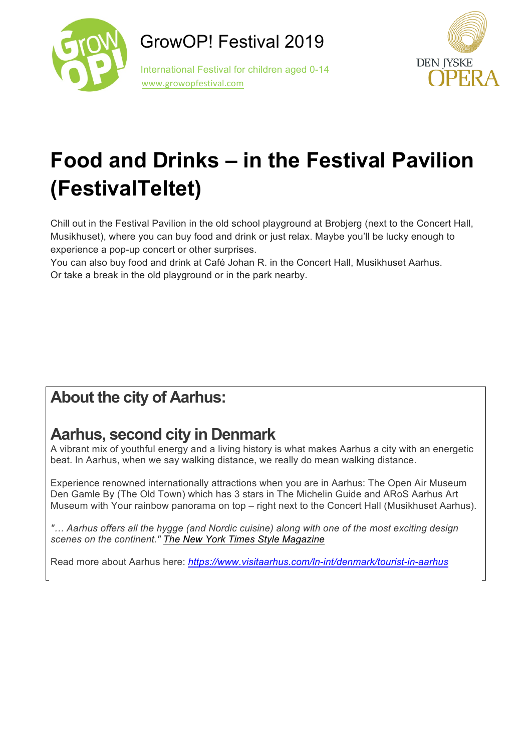GrowOP! Festival 2019

International Festival for children aged 0-14
www.growopfestival.com

# Food and Drinks – in the Festival Pavilion (FestivalTeltet)

Chill out in the Festival Pavilion in the old school playground at Brobjerg (next to the Concert Hall, Musikhuset), where you can buy food and drink or just relax. Maybe you'll be lucky enough to experience a pop-up concert or other surprises.
You can also buy food and drink at Café Johan R. in the Concert Hall, Musikhuset Aarhus.
Or take a break in the old playground or in the park nearby.

## About the city of Aarhus:

## Aarhus, second city in Denmark

A vibrant mix of youthful energy and a living history is what makes Aarhus a city with an energetic beat. In Aarhus, when we say walking distance, we really do mean walking distance.

Experience renowned internationally attractions when you are in Aarhus: The Open Air Museum Den Gamle By (The Old Town) which has 3 stars in The Michelin Guide and ARoS Aarhus Art Museum with Your rainbow panorama on top – right next to the Concert Hall (Musikhuset Aarhus).

*"… Aarhus offers all the hygge (and Nordic cuisine) along with one of the most exciting design scenes on the continent."* The New York Times Style Magazine

Read more about Aarhus here: *https://www.visitaarhus.com/ln-int/denmark/tourist-in-aarhus*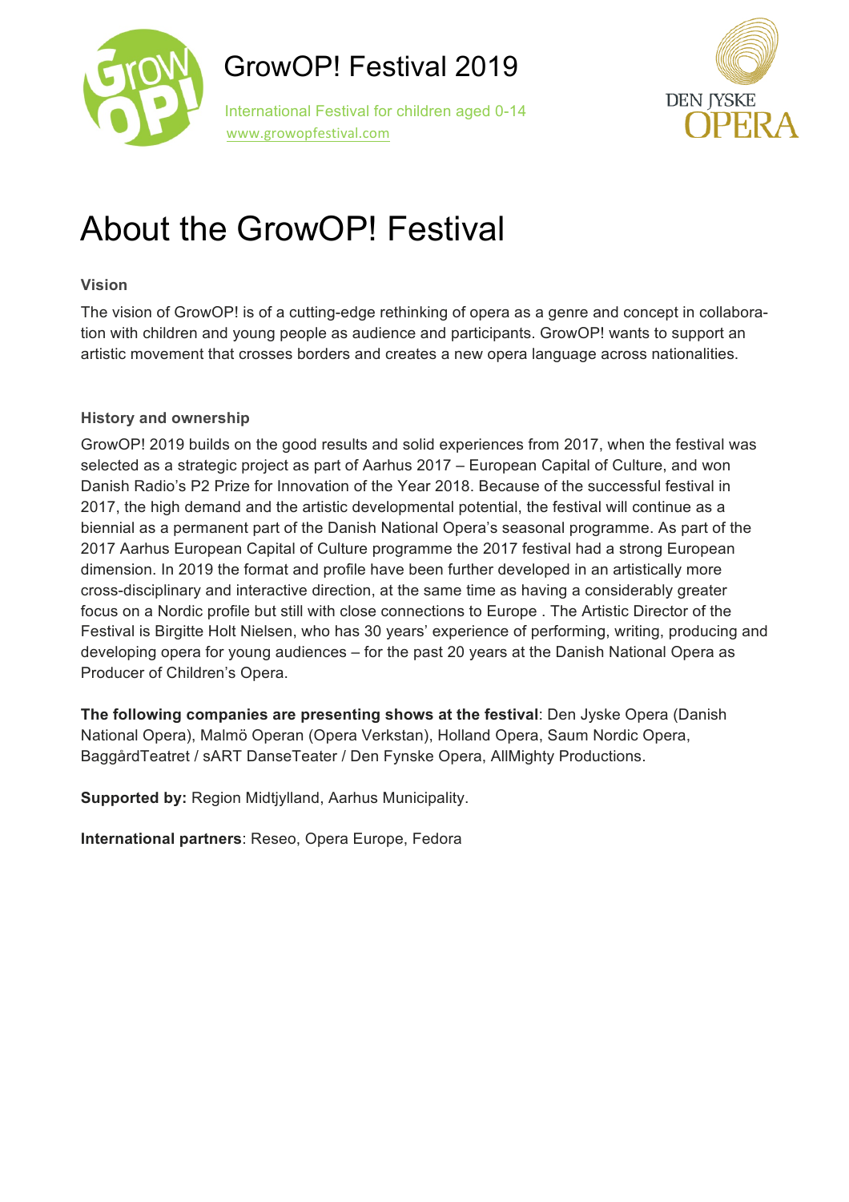GrowOP! Festival 2019

International Festival for children aged 0-14
www.growopfestival.com

# About the GrowOP! Festival

### Vision

The vision of GrowOP! is of a cutting-edge rethinking of opera as a genre and concept in collaboration with children and young people as audience and participants. GrowOP! wants to support an artistic movement that crosses borders and creates a new opera language across nationalities.

### History and ownership

GrowOP! 2019 builds on the good results and solid experiences from 2017, when the festival was selected as a strategic project as part of Aarhus 2017 – European Capital of Culture, and won Danish Radio's P2 Prize for Innovation of the Year 2018. Because of the successful festival in 2017, the high demand and the artistic developmental potential, the festival will continue as a biennial as a permanent part of the Danish National Opera's seasonal programme. As part of the 2017 Aarhus European Capital of Culture programme the 2017 festival had a strong European dimension. In 2019 the format and profile have been further developed in an artistically more cross-disciplinary and interactive direction, at the same time as having a considerably greater focus on a Nordic profile but still with close connections to Europe . The Artistic Director of the Festival is Birgitte Holt Nielsen, who has 30 years' experience of performing, writing, producing and developing opera for young audiences – for the past 20 years at the Danish National Opera as Producer of Children's Opera.

**The following companies are presenting shows at the festival**: Den Jyske Opera (Danish National Opera), Malmö Operan (Opera Verkstan), Holland Opera, Saum Nordic Opera, BaggårdTeatret / sART DanseTeater / Den Fynske Opera, AllMighty Productions.

**Supported by:** Region Midtjylland, Aarhus Municipality.

**International partners**: Reseo, Opera Europe, Fedora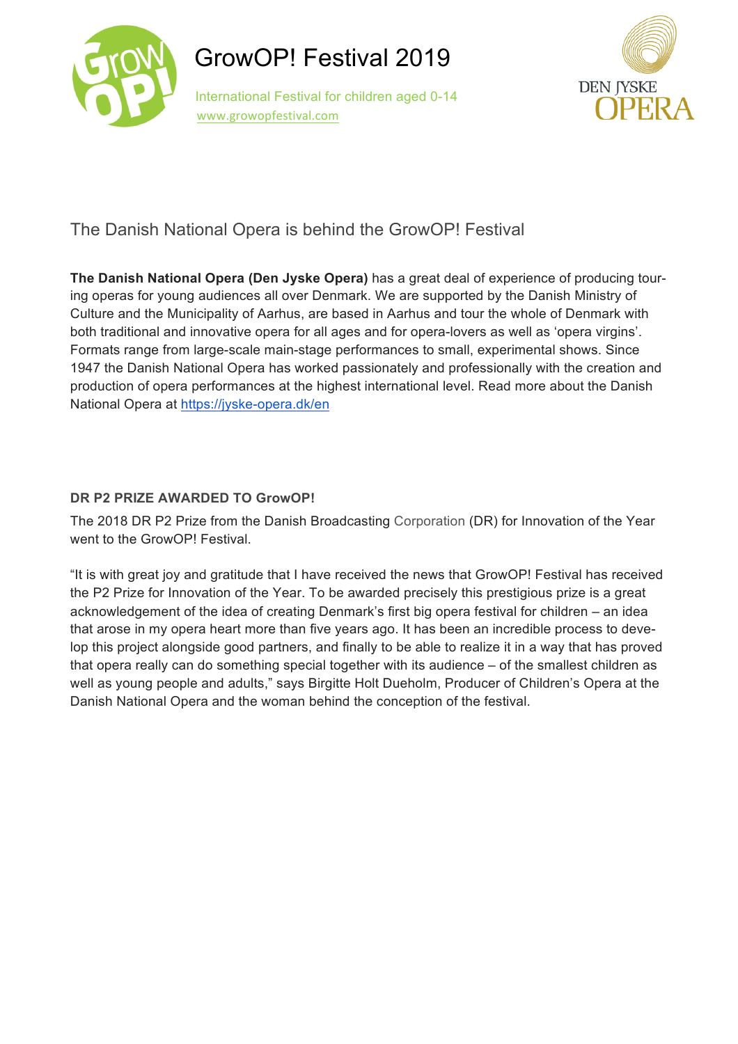# GrowOP! Festival 2019

International Festival for children aged 0-14
www.growopfestival.com

DEN JYSKE OPERA

## The Danish National Opera is behind the GrowOP! Festival

**The Danish National Opera (Den Jyske Opera)** has a great deal of experience of producing touring operas for young audiences all over Denmark. We are supported by the Danish Ministry of Culture and the Municipality of Aarhus, are based in Aarhus and tour the whole of Denmark with both traditional and innovative opera for all ages and for opera-lovers as well as 'opera virgins'. Formats range from large-scale main-stage performances to small, experimental shows. Since 1947 the Danish National Opera has worked passionately and professionally with the creation and production of opera performances at the highest international level. Read more about the Danish National Opera at https://jyske-opera.dk/en

**DR P2 PRIZE AWARDED TO GrowOP!**

The 2018 DR P2 Prize from the Danish Broadcasting Corporation (DR) for Innovation of the Year went to the GrowOP! Festival.

"It is with great joy and gratitude that I have received the news that GrowOP! Festival has received the P2 Prize for Innovation of the Year. To be awarded precisely this prestigious prize is a great acknowledgement of the idea of creating Denmark's first big opera festival for children – an idea that arose in my opera heart more than five years ago. It has been an incredible process to develop this project alongside good partners, and finally to be able to realize it in a way that has proved that opera really can do something special together with its audience – of the smallest children as well as young people and adults," says Birgitte Holt Dueholm, Producer of Children's Opera at the Danish National Opera and the woman behind the conception of the festival.